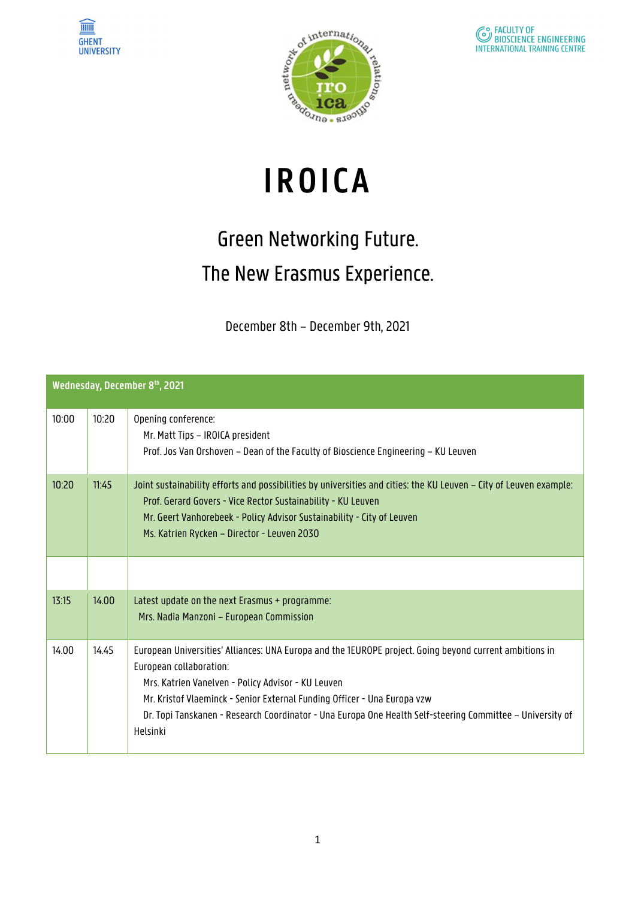GHENT UNIVERSITY

FACULTY OF BIOSCIENCE ENGINEERING INTERNATIONAL TRAINING CENTRE

# IROICA

## Green Networking Future.
## The New Erasmus Experience.

December 8th – December 9th, 2021

| Wednesday, December 8th, 2021 | | |
|---|---|---|
| 10:00 | 10:20 | Opening conference:<br>Mr. Matt Tips – IROICA president<br>Prof. Jos Van Orshoven – Dean of the Faculty of Bioscience Engineering – KU Leuven |
| 10:20 | 11:45 | Joint sustainability efforts and possibilities by universities and cities: the KU Leuven – City of Leuven example:<br>Prof. Gerard Govers - Vice Rector Sustainability - KU Leuven<br>Mr. Geert Vanhorebeek - Policy Advisor Sustainability - City of Leuven<br>Ms. Katrien Rycken – Director - Leuven 2030 |
| | | |
| 13:15 | 14.00 | Latest update on the next Erasmus + programme:<br>Mrs. Nadia Manzoni – European Commission |
| 14.00 | 14.45 | European Universities' Alliances: UNA Europa and the 1EUROPE project. Going beyond current ambitions in European collaboration:<br>Mrs. Katrien Vanelven - Policy Advisor - KU Leuven<br>Mr. Kristof Vlaeminck - Senior External Funding Officer - Una Europa vzw<br>Dr. Topi Tanskanen - Research Coordinator - Una Europa One Health Self-steering Committee – University of Helsinki |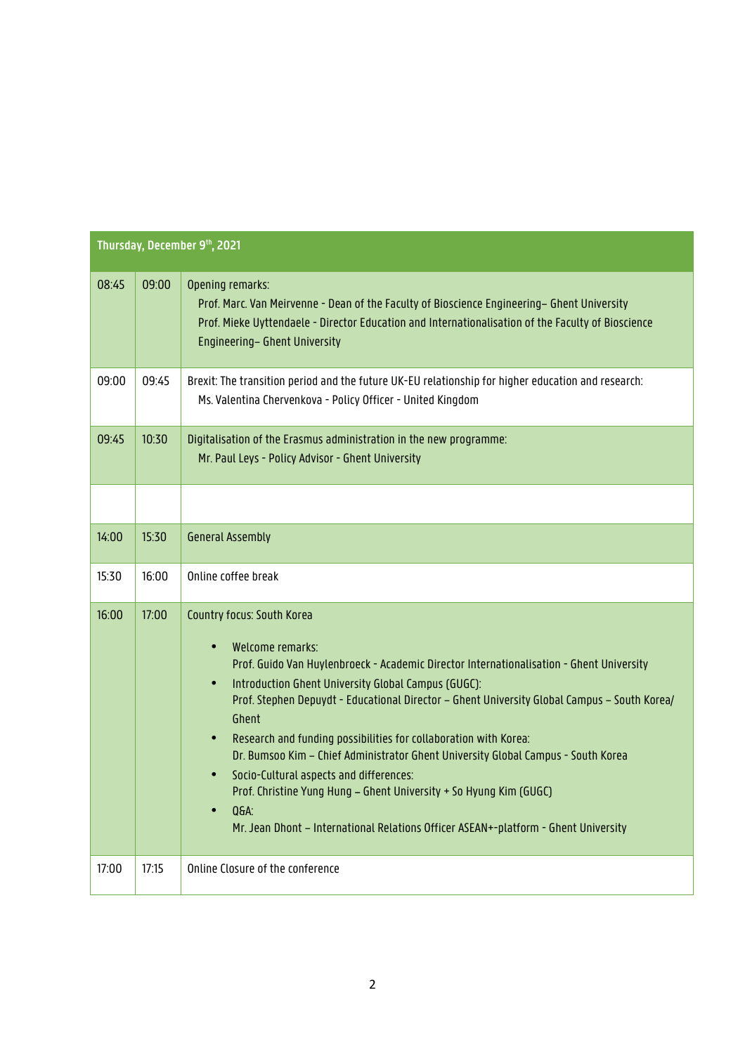| Thursday, December 9th, 2021 | | |
| --- | --- | --- |
| 08:45 | 09:00 | Opening remarks:<br>Prof. Marc. Van Meirvenne - Dean of the Faculty of Bioscience Engineering– Ghent University<br>Prof. Mieke Uyttendaele - Director Education and Internationalisation of the Faculty of Bioscience Engineering– Ghent University |
| 09:00 | 09:45 | Brexit: The transition period and the future UK-EU relationship for higher education and research:<br>Ms. Valentina Chervenkova - Policy Officer - United Kingdom |
| 09:45 | 10:30 | Digitalisation of the Erasmus administration in the new programme:<br>Mr. Paul Leys - Policy Advisor - Ghent University |
| | | |
| 14:00 | 15:30 | General Assembly |
| 15:30 | 16:00 | Online coffee break |
| 16:00 | 17:00 | Country focus: South Korea<br>• Welcome remarks:<br>Prof. Guido Van Huylenbroeck - Academic Director Internationalisation - Ghent University<br>• Introduction Ghent University Global Campus (GUGC):<br>Prof. Stephen Depuydt - Educational Director – Ghent University Global Campus – South Korea/ Ghent<br>• Research and funding possibilities for collaboration with Korea:<br>Dr. Bumsoo Kim – Chief Administrator Ghent University Global Campus - South Korea<br>• Socio-Cultural aspects and differences:<br>Prof. Christine Yung Hung – Ghent University + So Hyung Kim (GUGC)<br>• Q&A:<br>Mr. Jean Dhont – International Relations Officer ASEAN+-platform - Ghent University |
| 17:00 | 17:15 | Online Closure of the conference |